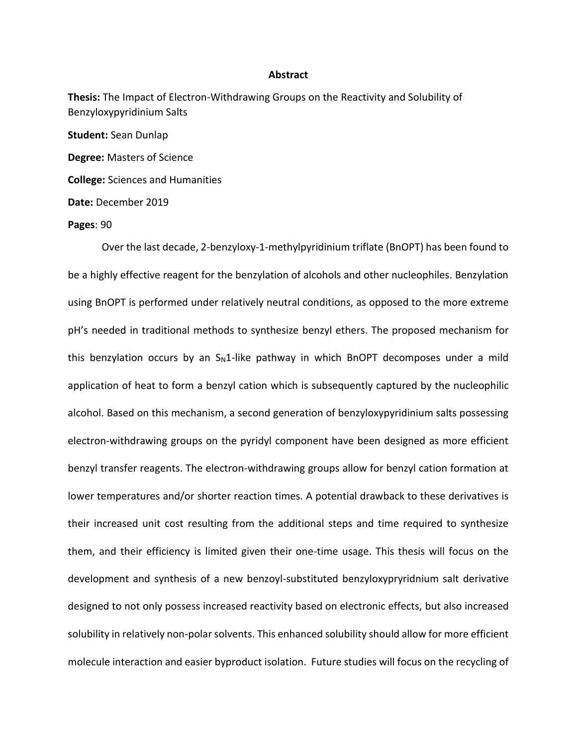# Abstract

**Thesis:** The Impact of Electron-Withdrawing Groups on the Reactivity and Solubility of Benzyloxypyridinium Salts

**Student:** Sean Dunlap

**Degree:** Masters of Science

**College:** Sciences and Humanities

**Date:** December 2019

**Pages**: 90

Over the last decade, 2-benzyloxy-1-methylpyridinium triflate (BnOPT) has been found to be a highly effective reagent for the benzylation of alcohols and other nucleophiles. Benzylation using BnOPT is performed under relatively neutral conditions, as opposed to the more extreme pH's needed in traditional methods to synthesize benzyl ethers. The proposed mechanism for this benzylation occurs by an $S_N1$-like pathway in which BnOPT decomposes under a mild application of heat to form a benzyl cation which is subsequently captured by the nucleophilic alcohol. Based on this mechanism, a second generation of benzyloxypyridinium salts possessing electron-withdrawing groups on the pyridyl component have been designed as more efficient benzyl transfer reagents. The electron-withdrawing groups allow for benzyl cation formation at lower temperatures and/or shorter reaction times. A potential drawback to these derivatives is their increased unit cost resulting from the additional steps and time required to synthesize them, and their efficiency is limited given their one-time usage. This thesis will focus on the development and synthesis of a new benzoyl-substituted benzyloxypryridnium salt derivative designed to not only possess increased reactivity based on electronic effects, but also increased solubility in relatively non-polar solvents. This enhanced solubility should allow for more efficient molecule interaction and easier byproduct isolation. Future studies will focus on the recycling of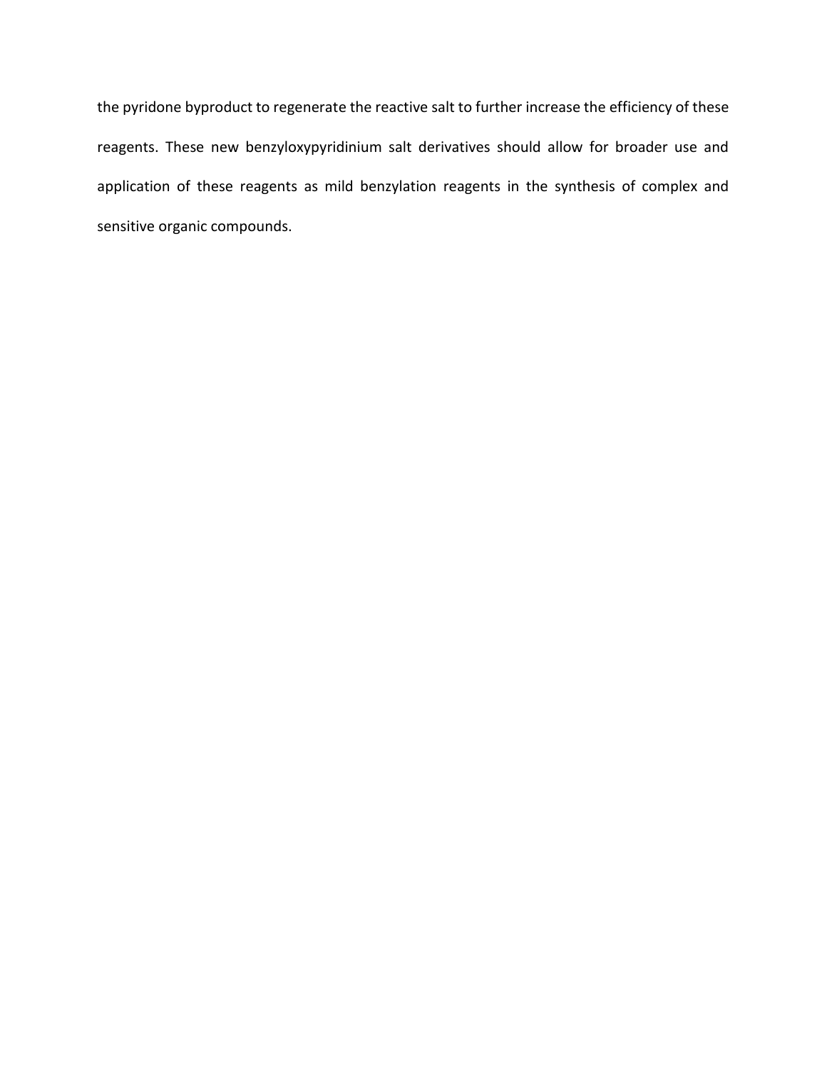the pyridone byproduct to regenerate the reactive salt to further increase the efficiency of these reagents. These new benzyloxypyridinium salt derivatives should allow for broader use and application of these reagents as mild benzylation reagents in the synthesis of complex and sensitive organic compounds.